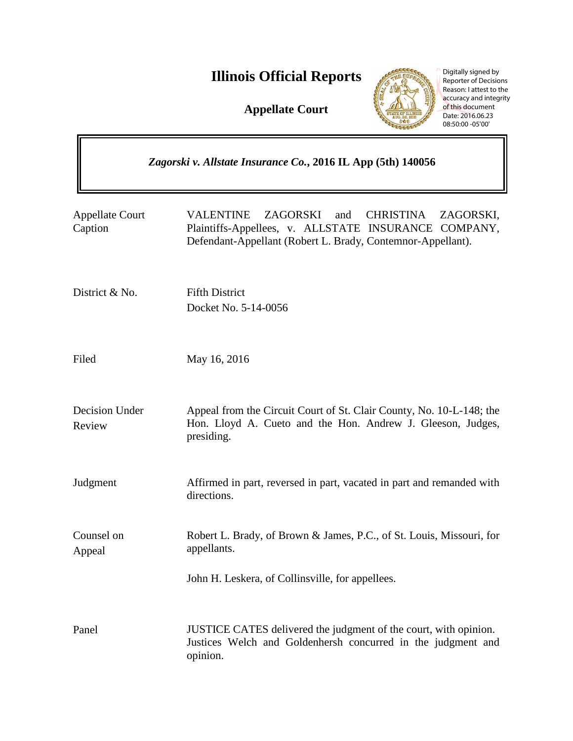# Illinois Official Reports

## Appellate Court

Digitally signed by Reporter of Decisions
Reason: I attest to the accuracy and integrity of this document
Date: 2016.06.23 08:50:00 -05'00'

***Zagorski v. Allstate Insurance Co.*, 2016 IL App (5th) 140056**

| | |
|---|---|
| Appellate Court Caption | VALENTINE ZAGORSKI and CHRISTINA ZAGORSKI, Plaintiffs-Appellees, v. ALLSTATE INSURANCE COMPANY, Defendant-Appellant (Robert L. Brady, Contemnor-Appellant). |
| District & No. | Fifth District<br>Docket No. 5-14-0056 |
| Filed | May 16, 2016 |
| Decision Under Review | Appeal from the Circuit Court of St. Clair County, No. 10-L-148; the Hon. Lloyd A. Cueto and the Hon. Andrew J. Gleeson, Judges, presiding. |
| Judgment | Affirmed in part, reversed in part, vacated in part and remanded with directions. |
| Counsel on Appeal | Robert L. Brady, of Brown & James, P.C., of St. Louis, Missouri, for appellants.<br><br>John H. Leskera, of Collinsville, for appellees. |
| Panel | JUSTICE CATES delivered the judgment of the court, with opinion. Justices Welch and Goldenhersh concurred in the judgment and opinion. |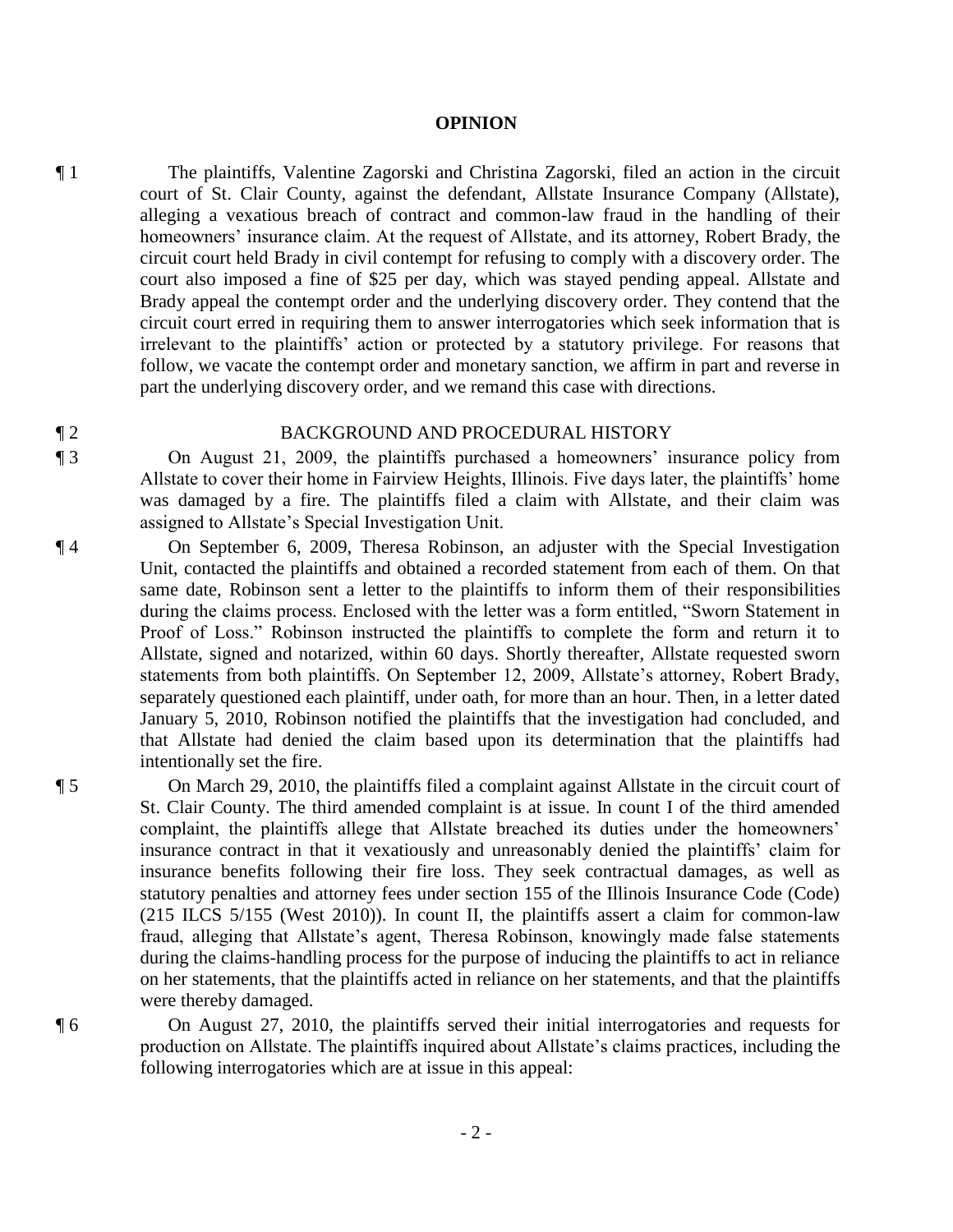## OPINION

¶ 1 The plaintiffs, Valentine Zagorski and Christina Zagorski, filed an action in the circuit court of St. Clair County, against the defendant, Allstate Insurance Company (Allstate), alleging a vexatious breach of contract and common-law fraud in the handling of their homeowners' insurance claim. At the request of Allstate, and its attorney, Robert Brady, the circuit court held Brady in civil contempt for refusing to comply with a discovery order. The court also imposed a fine of $25 per day, which was stayed pending appeal. Allstate and Brady appeal the contempt order and the underlying discovery order. They contend that the circuit court erred in requiring them to answer interrogatories which seek information that is irrelevant to the plaintiffs' action or protected by a statutory privilege. For reasons that follow, we vacate the contempt order and monetary sanction, we affirm in part and reverse in part the underlying discovery order, and we remand this case with directions.

¶ 2 BACKGROUND AND PROCEDURAL HISTORY

¶ 3 On August 21, 2009, the plaintiffs purchased a homeowners' insurance policy from Allstate to cover their home in Fairview Heights, Illinois. Five days later, the plaintiffs' home was damaged by a fire. The plaintiffs filed a claim with Allstate, and their claim was assigned to Allstate's Special Investigation Unit.

¶ 4 On September 6, 2009, Theresa Robinson, an adjuster with the Special Investigation Unit, contacted the plaintiffs and obtained a recorded statement from each of them. On that same date, Robinson sent a letter to the plaintiffs to inform them of their responsibilities during the claims process. Enclosed with the letter was a form entitled, "Sworn Statement in Proof of Loss." Robinson instructed the plaintiffs to complete the form and return it to Allstate, signed and notarized, within 60 days. Shortly thereafter, Allstate requested sworn statements from both plaintiffs. On September 12, 2009, Allstate's attorney, Robert Brady, separately questioned each plaintiff, under oath, for more than an hour. Then, in a letter dated January 5, 2010, Robinson notified the plaintiffs that the investigation had concluded, and that Allstate had denied the claim based upon its determination that the plaintiffs had intentionally set the fire.

¶ 5 On March 29, 2010, the plaintiffs filed a complaint against Allstate in the circuit court of St. Clair County. The third amended complaint is at issue. In count I of the third amended complaint, the plaintiffs allege that Allstate breached its duties under the homeowners' insurance contract in that it vexatiously and unreasonably denied the plaintiffs' claim for insurance benefits following their fire loss. They seek contractual damages, as well as statutory penalties and attorney fees under section 155 of the Illinois Insurance Code (Code) (215 ILCS 5/155 (West 2010)). In count II, the plaintiffs assert a claim for common-law fraud, alleging that Allstate's agent, Theresa Robinson, knowingly made false statements during the claims-handling process for the purpose of inducing the plaintiffs to act in reliance on her statements, that the plaintiffs acted in reliance on her statements, and that the plaintiffs were thereby damaged.

¶ 6 On August 27, 2010, the plaintiffs served their initial interrogatories and requests for production on Allstate. The plaintiffs inquired about Allstate's claims practices, including the following interrogatories which are at issue in this appeal: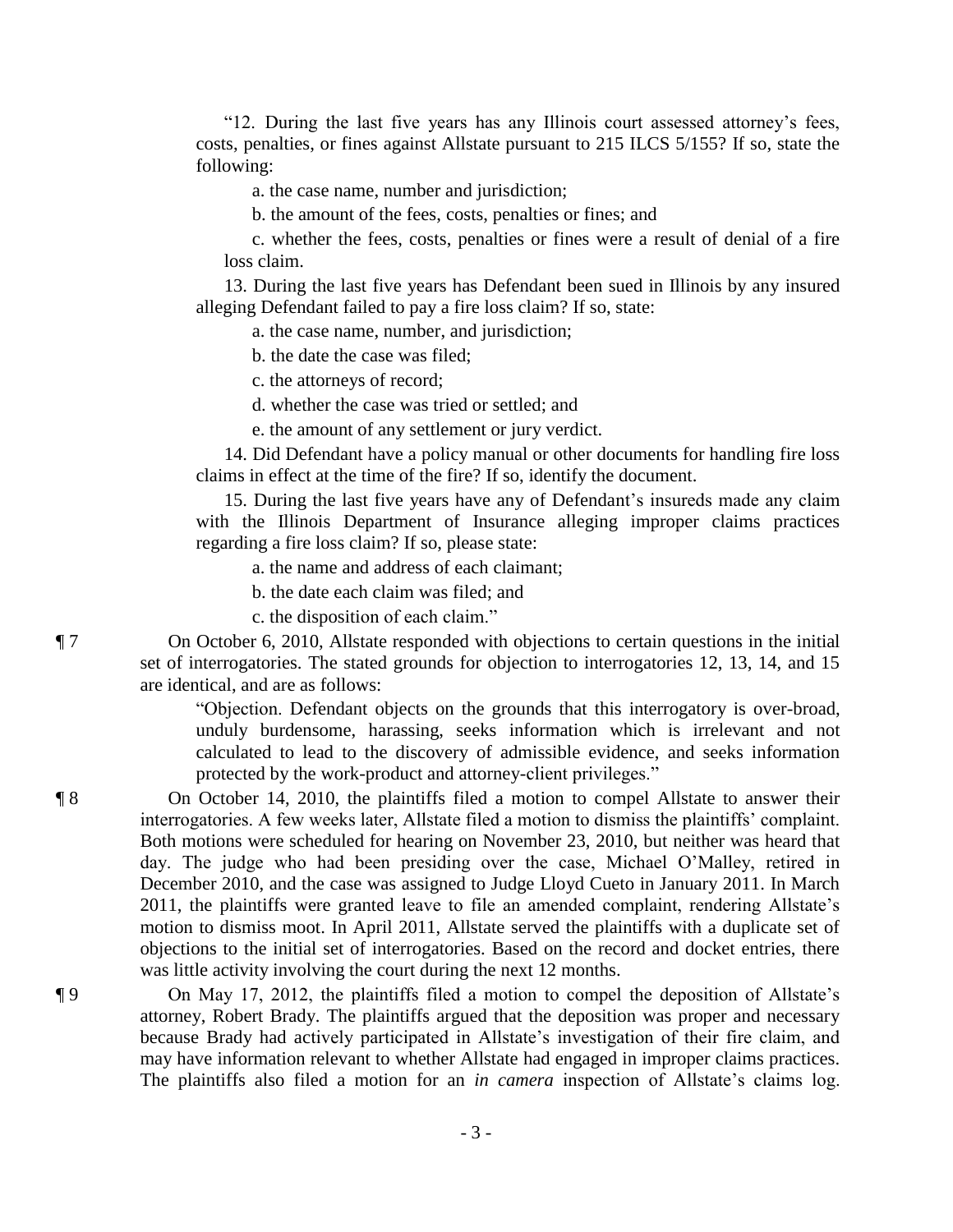"12. During the last five years has any Illinois court assessed attorney's fees, costs, penalties, or fines against Allstate pursuant to 215 ILCS 5/155? If so, state the following:

a. the case name, number and jurisdiction;

b. the amount of the fees, costs, penalties or fines; and

c. whether the fees, costs, penalties or fines were a result of denial of a fire loss claim.

13. During the last five years has Defendant been sued in Illinois by any insured alleging Defendant failed to pay a fire loss claim? If so, state:

a. the case name, number, and jurisdiction;

b. the date the case was filed;

c. the attorneys of record;

d. whether the case was tried or settled; and

e. the amount of any settlement or jury verdict.

14. Did Defendant have a policy manual or other documents for handling fire loss claims in effect at the time of the fire? If so, identify the document.

15. During the last five years have any of Defendant's insureds made any claim with the Illinois Department of Insurance alleging improper claims practices regarding a fire loss claim? If so, please state:

a. the name and address of each claimant;

b. the date each claim was filed; and

c. the disposition of each claim."

¶ 7 On October 6, 2010, Allstate responded with objections to certain questions in the initial set of interrogatories. The stated grounds for objection to interrogatories 12, 13, 14, and 15 are identical, and are as follows:

> "Objection. Defendant objects on the grounds that this interrogatory is over-broad, unduly burdensome, harassing, seeks information which is irrelevant and not calculated to lead to the discovery of admissible evidence, and seeks information protected by the work-product and attorney-client privileges."

¶ 8 On October 14, 2010, the plaintiffs filed a motion to compel Allstate to answer their interrogatories. A few weeks later, Allstate filed a motion to dismiss the plaintiffs' complaint. Both motions were scheduled for hearing on November 23, 2010, but neither was heard that day. The judge who had been presiding over the case, Michael O'Malley, retired in December 2010, and the case was assigned to Judge Lloyd Cueto in January 2011. In March 2011, the plaintiffs were granted leave to file an amended complaint, rendering Allstate's motion to dismiss moot. In April 2011, Allstate served the plaintiffs with a duplicate set of objections to the initial set of interrogatories. Based on the record and docket entries, there was little activity involving the court during the next 12 months.

¶ 9 On May 17, 2012, the plaintiffs filed a motion to compel the deposition of Allstate's attorney, Robert Brady. The plaintiffs argued that the deposition was proper and necessary because Brady had actively participated in Allstate's investigation of their fire claim, and may have information relevant to whether Allstate had engaged in improper claims practices. The plaintiffs also filed a motion for an *in camera* inspection of Allstate's claims log.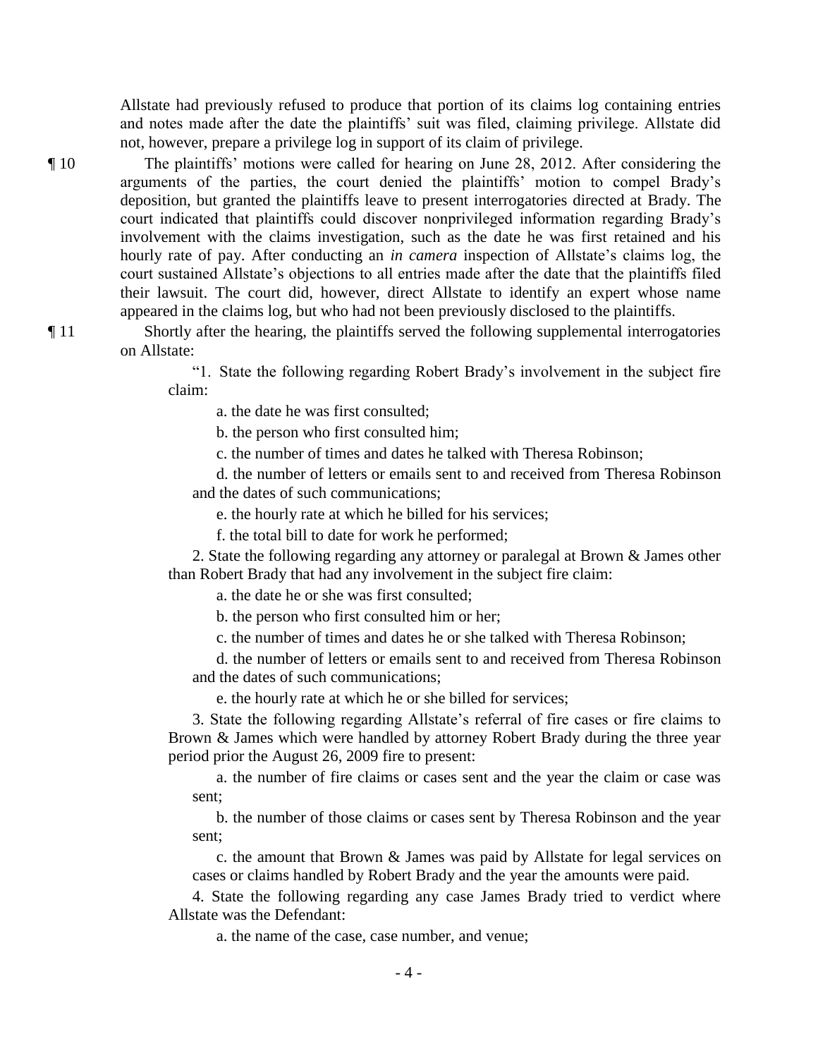Allstate had previously refused to produce that portion of its claims log containing entries and notes made after the date the plaintiffs' suit was filed, claiming privilege. Allstate did not, however, prepare a privilege log in support of its claim of privilege.

¶ 10 The plaintiffs' motions were called for hearing on June 28, 2012. After considering the arguments of the parties, the court denied the plaintiffs' motion to compel Brady's deposition, but granted the plaintiffs leave to present interrogatories directed at Brady. The court indicated that plaintiffs could discover nonprivileged information regarding Brady's involvement with the claims investigation, such as the date he was first retained and his hourly rate of pay. After conducting an *in camera* inspection of Allstate's claims log, the court sustained Allstate's objections to all entries made after the date that the plaintiffs filed their lawsuit. The court did, however, direct Allstate to identify an expert whose name appeared in the claims log, but who had not been previously disclosed to the plaintiffs.

¶ 11 Shortly after the hearing, the plaintiffs served the following supplemental interrogatories on Allstate:

> "1. State the following regarding Robert Brady's involvement in the subject fire claim:
>
> a. the date he was first consulted;
>
> b. the person who first consulted him;
>
> c. the number of times and dates he talked with Theresa Robinson;
>
> d. the number of letters or emails sent to and received from Theresa Robinson and the dates of such communications;
>
> e. the hourly rate at which he billed for his services;
>
> f. the total bill to date for work he performed;
>
> 2. State the following regarding any attorney or paralegal at Brown & James other than Robert Brady that had any involvement in the subject fire claim:
>
> a. the date he or she was first consulted;
>
> b. the person who first consulted him or her;
>
> c. the number of times and dates he or she talked with Theresa Robinson;
>
> d. the number of letters or emails sent to and received from Theresa Robinson and the dates of such communications;
>
> e. the hourly rate at which he or she billed for services;
>
> 3. State the following regarding Allstate's referral of fire cases or fire claims to Brown & James which were handled by attorney Robert Brady during the three year period prior the August 26, 2009 fire to present:
>
> a. the number of fire claims or cases sent and the year the claim or case was sent;
>
> b. the number of those claims or cases sent by Theresa Robinson and the year sent;
>
> c. the amount that Brown & James was paid by Allstate for legal services on cases or claims handled by Robert Brady and the year the amounts were paid.
>
> 4. State the following regarding any case James Brady tried to verdict where Allstate was the Defendant:
>
> a. the name of the case, case number, and venue;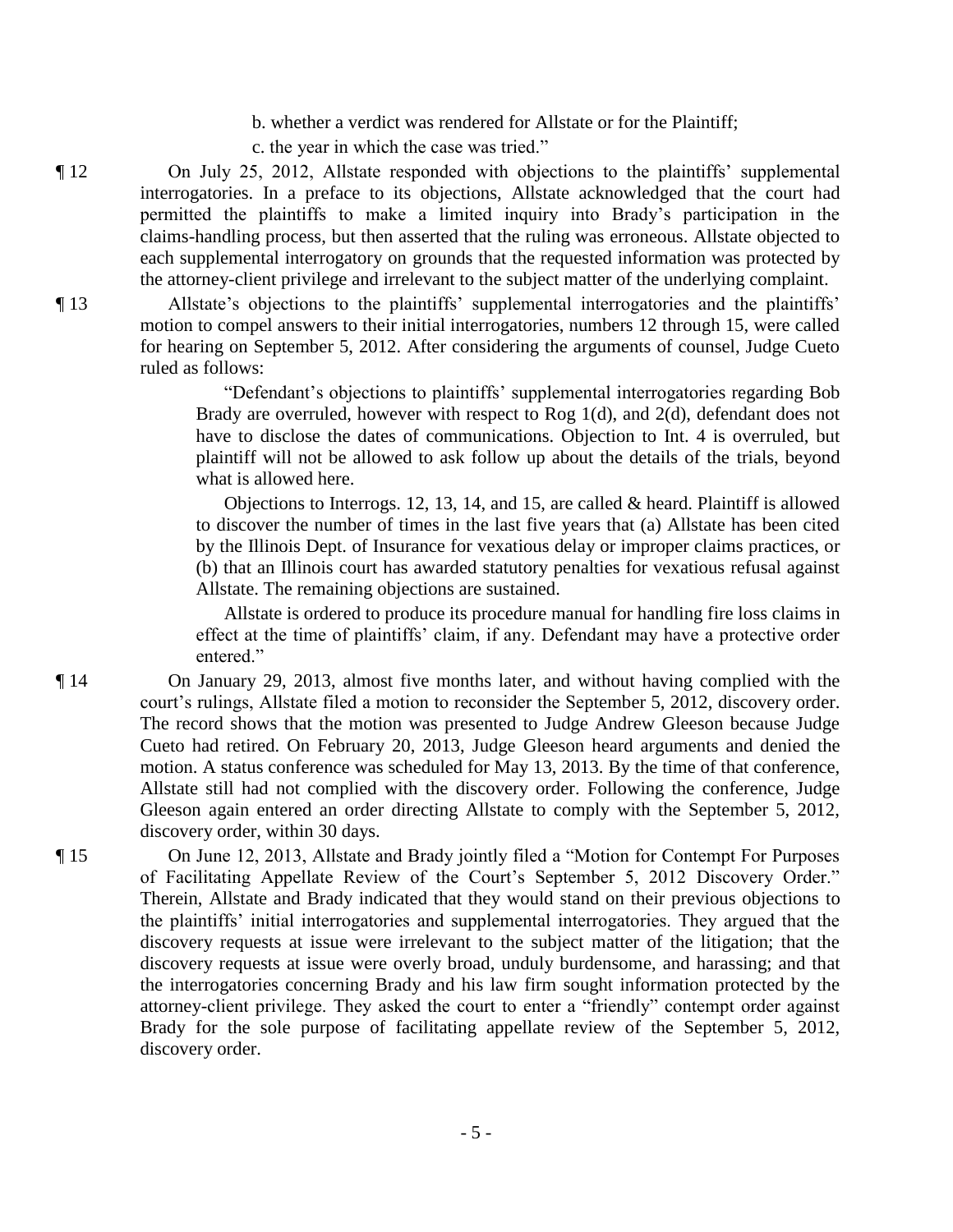b. whether a verdict was rendered for Allstate or for the Plaintiff;

c. the year in which the case was tried."

¶ 12 On July 25, 2012, Allstate responded with objections to the plaintiffs' supplemental interrogatories. In a preface to its objections, Allstate acknowledged that the court had permitted the plaintiffs to make a limited inquiry into Brady's participation in the claims-handling process, but then asserted that the ruling was erroneous. Allstate objected to each supplemental interrogatory on grounds that the requested information was protected by the attorney-client privilege and irrelevant to the subject matter of the underlying complaint.

¶ 13 Allstate's objections to the plaintiffs' supplemental interrogatories and the plaintiffs' motion to compel answers to their initial interrogatories, numbers 12 through 15, were called for hearing on September 5, 2012. After considering the arguments of counsel, Judge Cueto ruled as follows:

> "Defendant's objections to plaintiffs' supplemental interrogatories regarding Bob Brady are overruled, however with respect to Rog 1(d), and 2(d), defendant does not have to disclose the dates of communications. Objection to Int. 4 is overruled, but plaintiff will not be allowed to ask follow up about the details of the trials, beyond what is allowed here.
>
> Objections to Interrogs. 12, 13, 14, and 15, are called & heard. Plaintiff is allowed to discover the number of times in the last five years that (a) Allstate has been cited by the Illinois Dept. of Insurance for vexatious delay or improper claims practices, or (b) that an Illinois court has awarded statutory penalties for vexatious refusal against Allstate. The remaining objections are sustained.
>
> Allstate is ordered to produce its procedure manual for handling fire loss claims in effect at the time of plaintiffs' claim, if any. Defendant may have a protective order entered."

¶ 14 On January 29, 2013, almost five months later, and without having complied with the court's rulings, Allstate filed a motion to reconsider the September 5, 2012, discovery order. The record shows that the motion was presented to Judge Andrew Gleeson because Judge Cueto had retired. On February 20, 2013, Judge Gleeson heard arguments and denied the motion. A status conference was scheduled for May 13, 2013. By the time of that conference, Allstate still had not complied with the discovery order. Following the conference, Judge Gleeson again entered an order directing Allstate to comply with the September 5, 2012, discovery order, within 30 days.

¶ 15 On June 12, 2013, Allstate and Brady jointly filed a "Motion for Contempt For Purposes of Facilitating Appellate Review of the Court's September 5, 2012 Discovery Order." Therein, Allstate and Brady indicated that they would stand on their previous objections to the plaintiffs' initial interrogatories and supplemental interrogatories. They argued that the discovery requests at issue were irrelevant to the subject matter of the litigation; that the discovery requests at issue were overly broad, unduly burdensome, and harassing; and that the interrogatories concerning Brady and his law firm sought information protected by the attorney-client privilege. They asked the court to enter a "friendly" contempt order against Brady for the sole purpose of facilitating appellate review of the September 5, 2012, discovery order.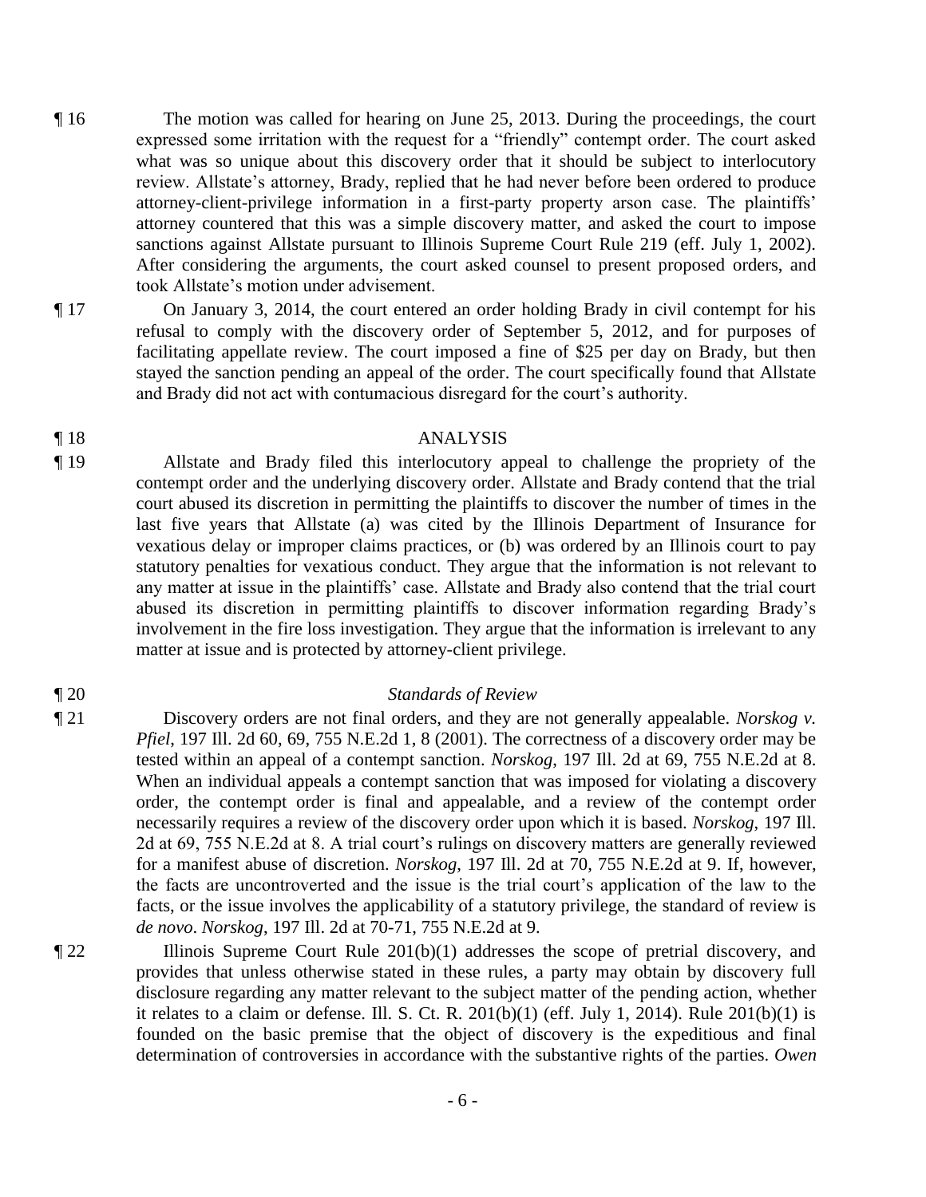¶ 16 The motion was called for hearing on June 25, 2013. During the proceedings, the court expressed some irritation with the request for a "friendly" contempt order. The court asked what was so unique about this discovery order that it should be subject to interlocutory review. Allstate's attorney, Brady, replied that he had never before been ordered to produce attorney-client-privilege information in a first-party property arson case. The plaintiffs' attorney countered that this was a simple discovery matter, and asked the court to impose sanctions against Allstate pursuant to Illinois Supreme Court Rule 219 (eff. July 1, 2002). After considering the arguments, the court asked counsel to present proposed orders, and took Allstate's motion under advisement.

¶ 17 On January 3, 2014, the court entered an order holding Brady in civil contempt for his refusal to comply with the discovery order of September 5, 2012, and for purposes of facilitating appellate review. The court imposed a fine of $25 per day on Brady, but then stayed the sanction pending an appeal of the order. The court specifically found that Allstate and Brady did not act with contumacious disregard for the court's authority.

## ¶ 18 ANALYSIS

¶ 19 Allstate and Brady filed this interlocutory appeal to challenge the propriety of the contempt order and the underlying discovery order. Allstate and Brady contend that the trial court abused its discretion in permitting the plaintiffs to discover the number of times in the last five years that Allstate (a) was cited by the Illinois Department of Insurance for vexatious delay or improper claims practices, or (b) was ordered by an Illinois court to pay statutory penalties for vexatious conduct. They argue that the information is not relevant to any matter at issue in the plaintiffs' case. Allstate and Brady also contend that the trial court abused its discretion in permitting plaintiffs to discover information regarding Brady's involvement in the fire loss investigation. They argue that the information is irrelevant to any matter at issue and is protected by attorney-client privilege.

### ¶ 20 *Standards of Review*

¶ 21 Discovery orders are not final orders, and they are not generally appealable. *Norskog v. Pfiel*, 197 Ill. 2d 60, 69, 755 N.E.2d 1, 8 (2001). The correctness of a discovery order may be tested within an appeal of a contempt sanction. *Norskog*, 197 Ill. 2d at 69, 755 N.E.2d at 8. When an individual appeals a contempt sanction that was imposed for violating a discovery order, the contempt order is final and appealable, and a review of the contempt order necessarily requires a review of the discovery order upon which it is based. *Norskog*, 197 Ill. 2d at 69, 755 N.E.2d at 8. A trial court's rulings on discovery matters are generally reviewed for a manifest abuse of discretion. *Norskog*, 197 Ill. 2d at 70, 755 N.E.2d at 9. If, however, the facts are uncontroverted and the issue is the trial court's application of the law to the facts, or the issue involves the applicability of a statutory privilege, the standard of review is *de novo*. *Norskog*, 197 Ill. 2d at 70-71, 755 N.E.2d at 9.

¶ 22 Illinois Supreme Court Rule 201(b)(1) addresses the scope of pretrial discovery, and provides that unless otherwise stated in these rules, a party may obtain by discovery full disclosure regarding any matter relevant to the subject matter of the pending action, whether it relates to a claim or defense. Ill. S. Ct. R. 201(b)(1) (eff. July 1, 2014). Rule 201(b)(1) is founded on the basic premise that the object of discovery is the expeditious and final determination of controversies in accordance with the substantive rights of the parties. *Owen*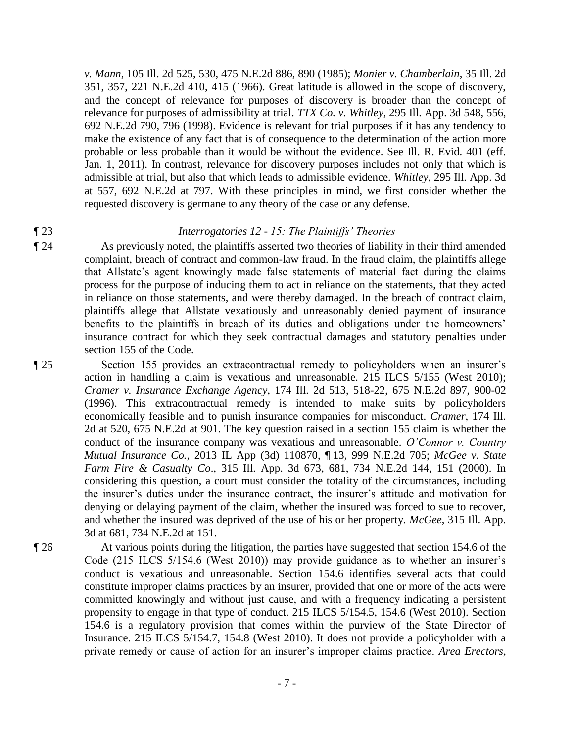*v. Mann*, 105 Ill. 2d 525, 530, 475 N.E.2d 886, 890 (1985); *Monier v. Chamberlain*, 35 Ill. 2d 351, 357, 221 N.E.2d 410, 415 (1966). Great latitude is allowed in the scope of discovery, and the concept of relevance for purposes of discovery is broader than the concept of relevance for purposes of admissibility at trial. *TTX Co. v. Whitley*, 295 Ill. App. 3d 548, 556, 692 N.E.2d 790, 796 (1998). Evidence is relevant for trial purposes if it has any tendency to make the existence of any fact that is of consequence to the determination of the action more probable or less probable than it would be without the evidence. See Ill. R. Evid. 401 (eff. Jan. 1, 2011). In contrast, relevance for discovery purposes includes not only that which is admissible at trial, but also that which leads to admissible evidence. *Whitley*, 295 Ill. App. 3d at 557, 692 N.E.2d at 797. With these principles in mind, we first consider whether the requested discovery is germane to any theory of the case or any defense.

¶ 23 *Interrogatories 12 - 15: The Plaintiffs' Theories*

¶ 24 As previously noted, the plaintiffs asserted two theories of liability in their third amended complaint, breach of contract and common-law fraud. In the fraud claim, the plaintiffs allege that Allstate's agent knowingly made false statements of material fact during the claims process for the purpose of inducing them to act in reliance on the statements, that they acted in reliance on those statements, and were thereby damaged. In the breach of contract claim, plaintiffs allege that Allstate vexatiously and unreasonably denied payment of insurance benefits to the plaintiffs in breach of its duties and obligations under the homeowners' insurance contract for which they seek contractual damages and statutory penalties under section 155 of the Code.

¶ 25 Section 155 provides an extracontractual remedy to policyholders when an insurer's action in handling a claim is vexatious and unreasonable. 215 ILCS 5/155 (West 2010); *Cramer v. Insurance Exchange Agency*, 174 Ill. 2d 513, 518-22, 675 N.E.2d 897, 900-02 (1996). This extracontractual remedy is intended to make suits by policyholders economically feasible and to punish insurance companies for misconduct. *Cramer*, 174 Ill. 2d at 520, 675 N.E.2d at 901. The key question raised in a section 155 claim is whether the conduct of the insurance company was vexatious and unreasonable. *O'Connor v. Country Mutual Insurance Co.*, 2013 IL App (3d) 110870, ¶ 13, 999 N.E.2d 705; *McGee v. State Farm Fire & Casualty Co*., 315 Ill. App. 3d 673, 681, 734 N.E.2d 144, 151 (2000). In considering this question, a court must consider the totality of the circumstances, including the insurer's duties under the insurance contract, the insurer's attitude and motivation for denying or delaying payment of the claim, whether the insured was forced to sue to recover, and whether the insured was deprived of the use of his or her property. *McGee*, 315 Ill. App. 3d at 681, 734 N.E.2d at 151.

¶ 26 At various points during the litigation, the parties have suggested that section 154.6 of the Code (215 ILCS 5/154.6 (West 2010)) may provide guidance as to whether an insurer's conduct is vexatious and unreasonable. Section 154.6 identifies several acts that could constitute improper claims practices by an insurer, provided that one or more of the acts were committed knowingly and without just cause, and with a frequency indicating a persistent propensity to engage in that type of conduct. 215 ILCS 5/154.5, 154.6 (West 2010). Section 154.6 is a regulatory provision that comes within the purview of the State Director of Insurance. 215 ILCS 5/154.7, 154.8 (West 2010). It does not provide a policyholder with a private remedy or cause of action for an insurer's improper claims practice. *Area Erectors,*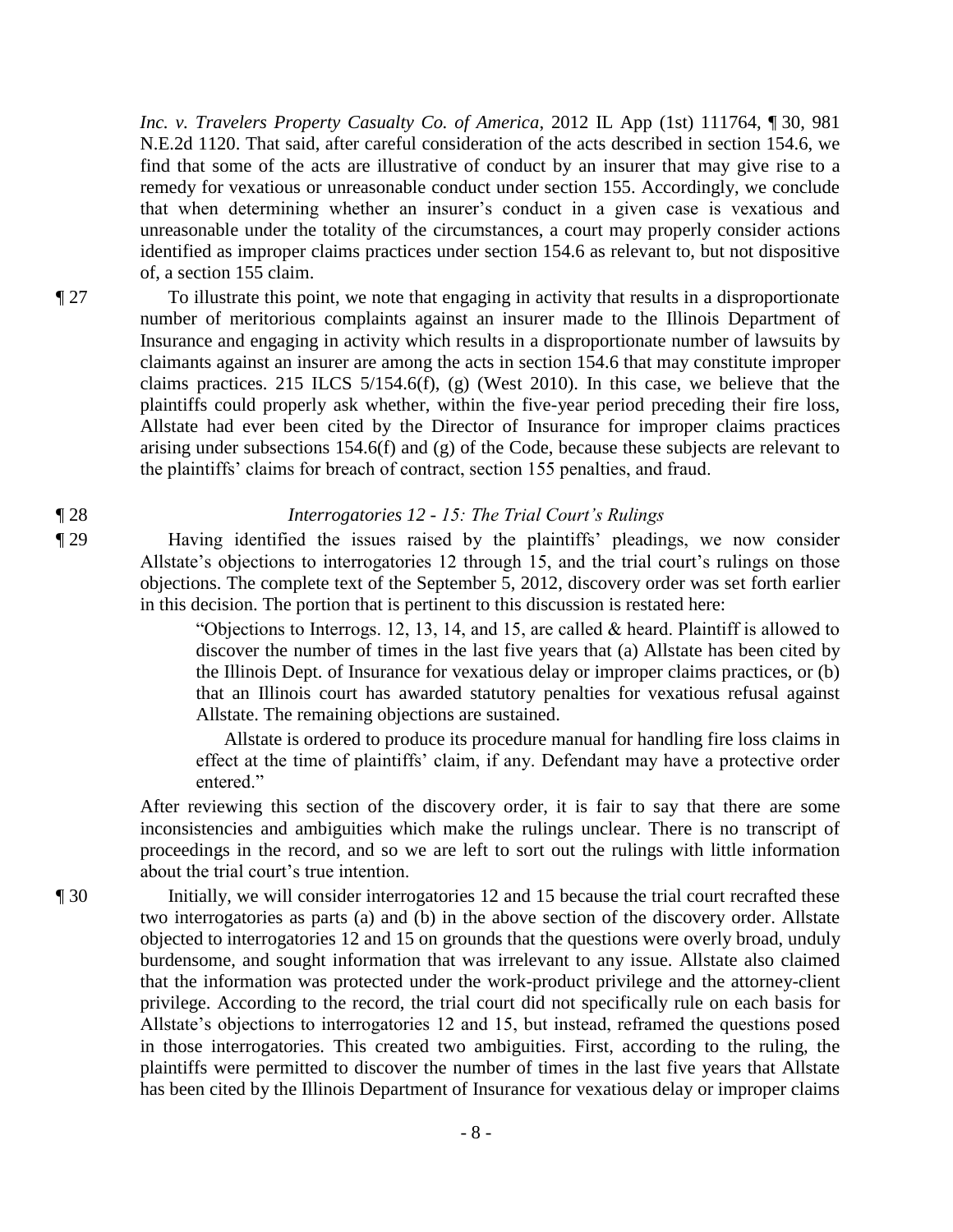*Inc. v. Travelers Property Casualty Co. of America*, 2012 IL App (1st) 111764, ¶ 30, 981 N.E.2d 1120. That said, after careful consideration of the acts described in section 154.6, we find that some of the acts are illustrative of conduct by an insurer that may give rise to a remedy for vexatious or unreasonable conduct under section 155. Accordingly, we conclude that when determining whether an insurer's conduct in a given case is vexatious and unreasonable under the totality of the circumstances, a court may properly consider actions identified as improper claims practices under section 154.6 as relevant to, but not dispositive of, a section 155 claim.

¶ 27 To illustrate this point, we note that engaging in activity that results in a disproportionate number of meritorious complaints against an insurer made to the Illinois Department of Insurance and engaging in activity which results in a disproportionate number of lawsuits by claimants against an insurer are among the acts in section 154.6 that may constitute improper claims practices. 215 ILCS 5/154.6(f), (g) (West 2010). In this case, we believe that the plaintiffs could properly ask whether, within the five-year period preceding their fire loss, Allstate had ever been cited by the Director of Insurance for improper claims practices arising under subsections 154.6(f) and (g) of the Code, because these subjects are relevant to the plaintiffs' claims for breach of contract, section 155 penalties, and fraud.

¶ 28 *Interrogatories 12 - 15: The Trial Court's Rulings*

¶ 29 Having identified the issues raised by the plaintiffs' pleadings, we now consider Allstate's objections to interrogatories 12 through 15, and the trial court's rulings on those objections. The complete text of the September 5, 2012, discovery order was set forth earlier in this decision. The portion that is pertinent to this discussion is restated here:

> "Objections to Interrogs. 12, 13, 14, and 15, are called & heard. Plaintiff is allowed to discover the number of times in the last five years that (a) Allstate has been cited by the Illinois Dept. of Insurance for vexatious delay or improper claims practices, or (b) that an Illinois court has awarded statutory penalties for vexatious refusal against Allstate. The remaining objections are sustained.
>
> Allstate is ordered to produce its procedure manual for handling fire loss claims in effect at the time of plaintiffs' claim, if any. Defendant may have a protective order entered."

After reviewing this section of the discovery order, it is fair to say that there are some inconsistencies and ambiguities which make the rulings unclear. There is no transcript of proceedings in the record, and so we are left to sort out the rulings with little information about the trial court's true intention.

¶ 30 Initially, we will consider interrogatories 12 and 15 because the trial court recrafted these two interrogatories as parts (a) and (b) in the above section of the discovery order. Allstate objected to interrogatories 12 and 15 on grounds that the questions were overly broad, unduly burdensome, and sought information that was irrelevant to any issue. Allstate also claimed that the information was protected under the work-product privilege and the attorney-client privilege. According to the record, the trial court did not specifically rule on each basis for Allstate's objections to interrogatories 12 and 15, but instead, reframed the questions posed in those interrogatories. This created two ambiguities. First, according to the ruling, the plaintiffs were permitted to discover the number of times in the last five years that Allstate has been cited by the Illinois Department of Insurance for vexatious delay or improper claims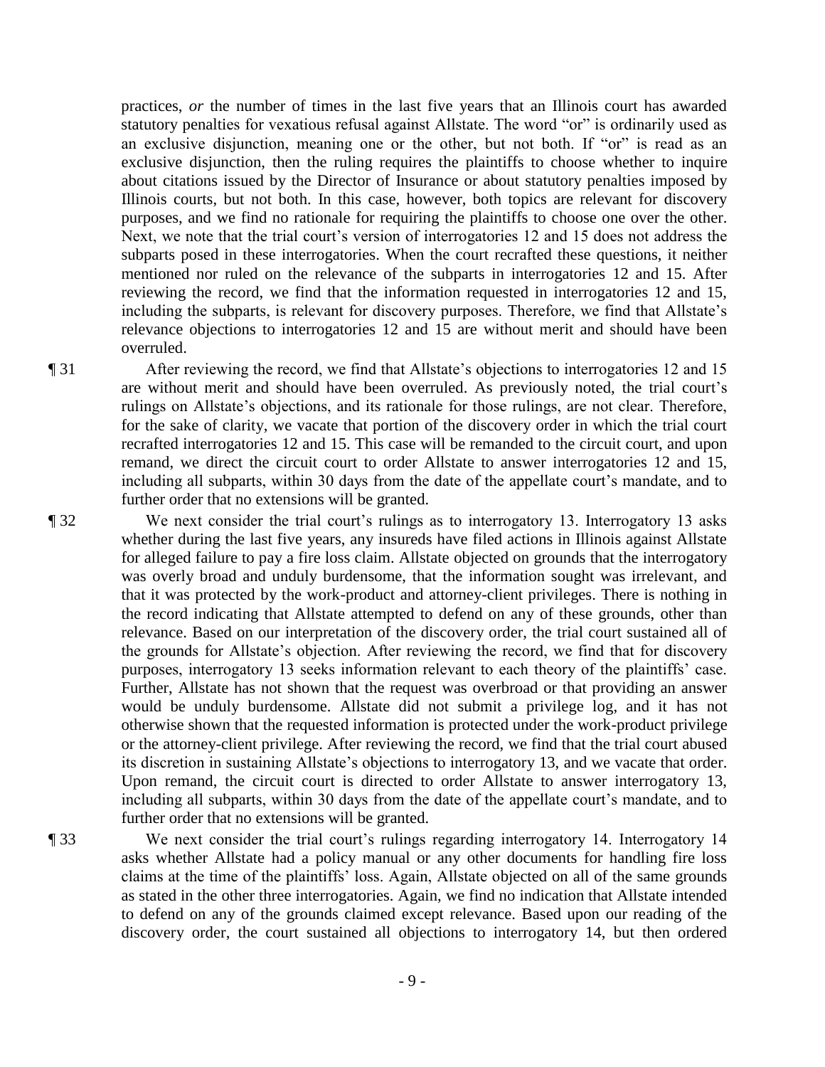practices, *or* the number of times in the last five years that an Illinois court has awarded statutory penalties for vexatious refusal against Allstate. The word "or" is ordinarily used as an exclusive disjunction, meaning one or the other, but not both. If "or" is read as an exclusive disjunction, then the ruling requires the plaintiffs to choose whether to inquire about citations issued by the Director of Insurance or about statutory penalties imposed by Illinois courts, but not both. In this case, however, both topics are relevant for discovery purposes, and we find no rationale for requiring the plaintiffs to choose one over the other. Next, we note that the trial court's version of interrogatories 12 and 15 does not address the subparts posed in these interrogatories. When the court recrafted these questions, it neither mentioned nor ruled on the relevance of the subparts in interrogatories 12 and 15. After reviewing the record, we find that the information requested in interrogatories 12 and 15, including the subparts, is relevant for discovery purposes. Therefore, we find that Allstate's relevance objections to interrogatories 12 and 15 are without merit and should have been overruled.

¶ 31 After reviewing the record, we find that Allstate's objections to interrogatories 12 and 15 are without merit and should have been overruled. As previously noted, the trial court's rulings on Allstate's objections, and its rationale for those rulings, are not clear. Therefore, for the sake of clarity, we vacate that portion of the discovery order in which the trial court recrafted interrogatories 12 and 15. This case will be remanded to the circuit court, and upon remand, we direct the circuit court to order Allstate to answer interrogatories 12 and 15, including all subparts, within 30 days from the date of the appellate court's mandate, and to further order that no extensions will be granted.

¶ 32 We next consider the trial court's rulings as to interrogatory 13. Interrogatory 13 asks whether during the last five years, any insureds have filed actions in Illinois against Allstate for alleged failure to pay a fire loss claim. Allstate objected on grounds that the interrogatory was overly broad and unduly burdensome, that the information sought was irrelevant, and that it was protected by the work-product and attorney-client privileges. There is nothing in the record indicating that Allstate attempted to defend on any of these grounds, other than relevance. Based on our interpretation of the discovery order, the trial court sustained all of the grounds for Allstate's objection. After reviewing the record, we find that for discovery purposes, interrogatory 13 seeks information relevant to each theory of the plaintiffs' case. Further, Allstate has not shown that the request was overbroad or that providing an answer would be unduly burdensome. Allstate did not submit a privilege log, and it has not otherwise shown that the requested information is protected under the work-product privilege or the attorney-client privilege. After reviewing the record, we find that the trial court abused its discretion in sustaining Allstate's objections to interrogatory 13, and we vacate that order. Upon remand, the circuit court is directed to order Allstate to answer interrogatory 13, including all subparts, within 30 days from the date of the appellate court's mandate, and to further order that no extensions will be granted.

¶ 33 We next consider the trial court's rulings regarding interrogatory 14. Interrogatory 14 asks whether Allstate had a policy manual or any other documents for handling fire loss claims at the time of the plaintiffs' loss. Again, Allstate objected on all of the same grounds as stated in the other three interrogatories. Again, we find no indication that Allstate intended to defend on any of the grounds claimed except relevance. Based upon our reading of the discovery order, the court sustained all objections to interrogatory 14, but then ordered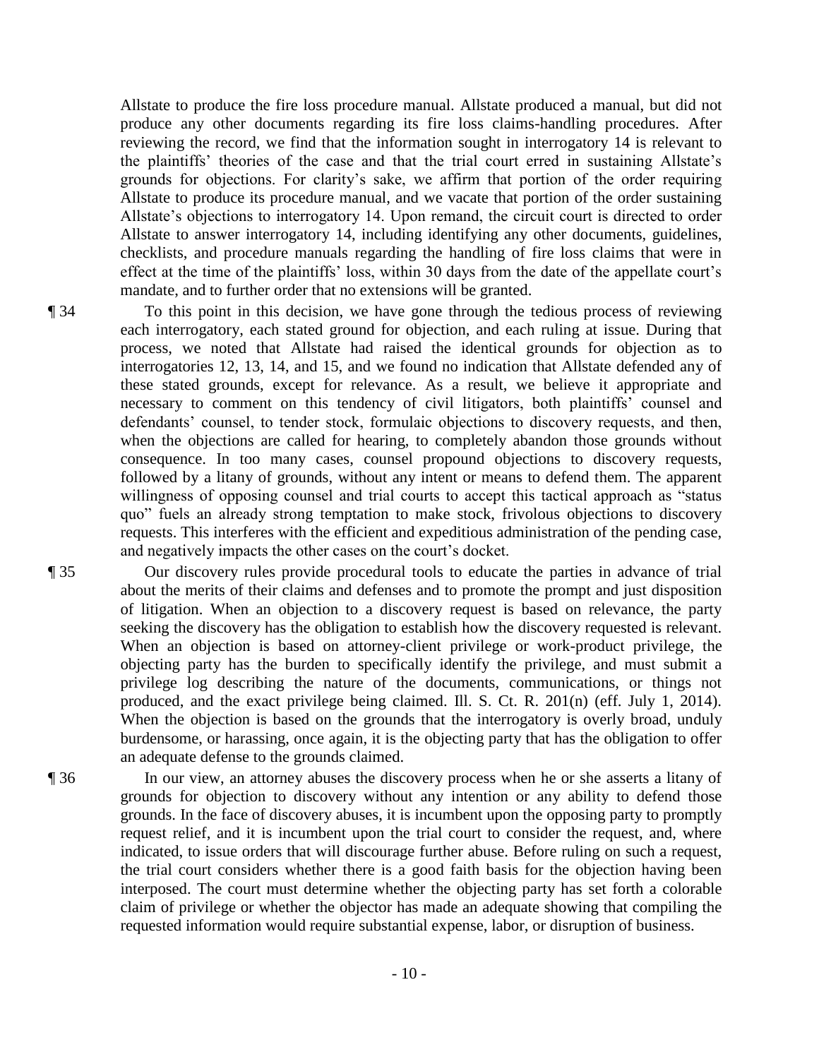Allstate to produce the fire loss procedure manual. Allstate produced a manual, but did not produce any other documents regarding its fire loss claims-handling procedures. After reviewing the record, we find that the information sought in interrogatory 14 is relevant to the plaintiffs' theories of the case and that the trial court erred in sustaining Allstate's grounds for objections. For clarity's sake, we affirm that portion of the order requiring Allstate to produce its procedure manual, and we vacate that portion of the order sustaining Allstate's objections to interrogatory 14. Upon remand, the circuit court is directed to order Allstate to answer interrogatory 14, including identifying any other documents, guidelines, checklists, and procedure manuals regarding the handling of fire loss claims that were in effect at the time of the plaintiffs' loss, within 30 days from the date of the appellate court's mandate, and to further order that no extensions will be granted.

¶ 34 To this point in this decision, we have gone through the tedious process of reviewing each interrogatory, each stated ground for objection, and each ruling at issue. During that process, we noted that Allstate had raised the identical grounds for objection as to interrogatories 12, 13, 14, and 15, and we found no indication that Allstate defended any of these stated grounds, except for relevance. As a result, we believe it appropriate and necessary to comment on this tendency of civil litigators, both plaintiffs' counsel and defendants' counsel, to tender stock, formulaic objections to discovery requests, and then, when the objections are called for hearing, to completely abandon those grounds without consequence. In too many cases, counsel propound objections to discovery requests, followed by a litany of grounds, without any intent or means to defend them. The apparent willingness of opposing counsel and trial courts to accept this tactical approach as "status quo" fuels an already strong temptation to make stock, frivolous objections to discovery requests. This interferes with the efficient and expeditious administration of the pending case, and negatively impacts the other cases on the court's docket.

¶ 35 Our discovery rules provide procedural tools to educate the parties in advance of trial about the merits of their claims and defenses and to promote the prompt and just disposition of litigation. When an objection to a discovery request is based on relevance, the party seeking the discovery has the obligation to establish how the discovery requested is relevant. When an objection is based on attorney-client privilege or work-product privilege, the objecting party has the burden to specifically identify the privilege, and must submit a privilege log describing the nature of the documents, communications, or things not produced, and the exact privilege being claimed. Ill. S. Ct. R. 201(n) (eff. July 1, 2014). When the objection is based on the grounds that the interrogatory is overly broad, unduly burdensome, or harassing, once again, it is the objecting party that has the obligation to offer an adequate defense to the grounds claimed.

¶ 36 In our view, an attorney abuses the discovery process when he or she asserts a litany of grounds for objection to discovery without any intention or any ability to defend those grounds. In the face of discovery abuses, it is incumbent upon the opposing party to promptly request relief, and it is incumbent upon the trial court to consider the request, and, where indicated, to issue orders that will discourage further abuse. Before ruling on such a request, the trial court considers whether there is a good faith basis for the objection having been interposed. The court must determine whether the objecting party has set forth a colorable claim of privilege or whether the objector has made an adequate showing that compiling the requested information would require substantial expense, labor, or disruption of business.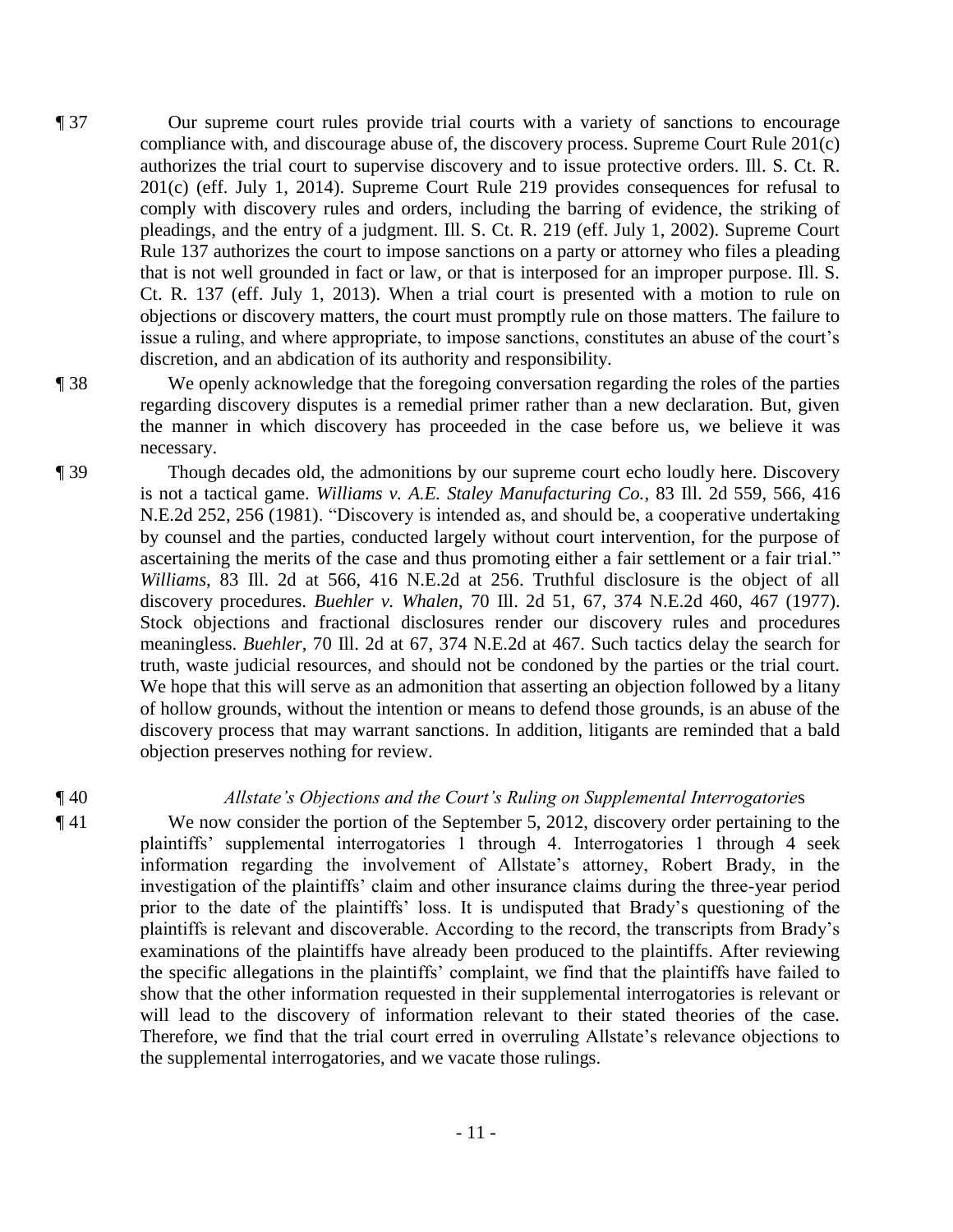¶ 37 Our supreme court rules provide trial courts with a variety of sanctions to encourage compliance with, and discourage abuse of, the discovery process. Supreme Court Rule 201(c) authorizes the trial court to supervise discovery and to issue protective orders. Ill. S. Ct. R. 201(c) (eff. July 1, 2014). Supreme Court Rule 219 provides consequences for refusal to comply with discovery rules and orders, including the barring of evidence, the striking of pleadings, and the entry of a judgment. Ill. S. Ct. R. 219 (eff. July 1, 2002). Supreme Court Rule 137 authorizes the court to impose sanctions on a party or attorney who files a pleading that is not well grounded in fact or law, or that is interposed for an improper purpose. Ill. S. Ct. R. 137 (eff. July 1, 2013). When a trial court is presented with a motion to rule on objections or discovery matters, the court must promptly rule on those matters. The failure to issue a ruling, and where appropriate, to impose sanctions, constitutes an abuse of the court's discretion, and an abdication of its authority and responsibility.

¶ 38 We openly acknowledge that the foregoing conversation regarding the roles of the parties regarding discovery disputes is a remedial primer rather than a new declaration. But, given the manner in which discovery has proceeded in the case before us, we believe it was necessary.

¶ 39 Though decades old, the admonitions by our supreme court echo loudly here. Discovery is not a tactical game. *Williams v. A.E. Staley Manufacturing Co.*, 83 Ill. 2d 559, 566, 416 N.E.2d 252, 256 (1981). "Discovery is intended as, and should be, a cooperative undertaking by counsel and the parties, conducted largely without court intervention, for the purpose of ascertaining the merits of the case and thus promoting either a fair settlement or a fair trial." *Williams*, 83 Ill. 2d at 566, 416 N.E.2d at 256. Truthful disclosure is the object of all discovery procedures. *Buehler v. Whalen*, 70 Ill. 2d 51, 67, 374 N.E.2d 460, 467 (1977). Stock objections and fractional disclosures render our discovery rules and procedures meaningless. *Buehler*, 70 Ill. 2d at 67, 374 N.E.2d at 467. Such tactics delay the search for truth, waste judicial resources, and should not be condoned by the parties or the trial court. We hope that this will serve as an admonition that asserting an objection followed by a litany of hollow grounds, without the intention or means to defend those grounds, is an abuse of the discovery process that may warrant sanctions. In addition, litigants are reminded that a bald objection preserves nothing for review.

¶ 40 *Allstate's Objections and the Court's Ruling on Supplemental Interrogatories*

¶ 41 We now consider the portion of the September 5, 2012, discovery order pertaining to the plaintiffs' supplemental interrogatories 1 through 4. Interrogatories 1 through 4 seek information regarding the involvement of Allstate's attorney, Robert Brady, in the investigation of the plaintiffs' claim and other insurance claims during the three-year period prior to the date of the plaintiffs' loss. It is undisputed that Brady's questioning of the plaintiffs is relevant and discoverable. According to the record, the transcripts from Brady's examinations of the plaintiffs have already been produced to the plaintiffs. After reviewing the specific allegations in the plaintiffs' complaint, we find that the plaintiffs have failed to show that the other information requested in their supplemental interrogatories is relevant or will lead to the discovery of information relevant to their stated theories of the case. Therefore, we find that the trial court erred in overruling Allstate's relevance objections to the supplemental interrogatories, and we vacate those rulings.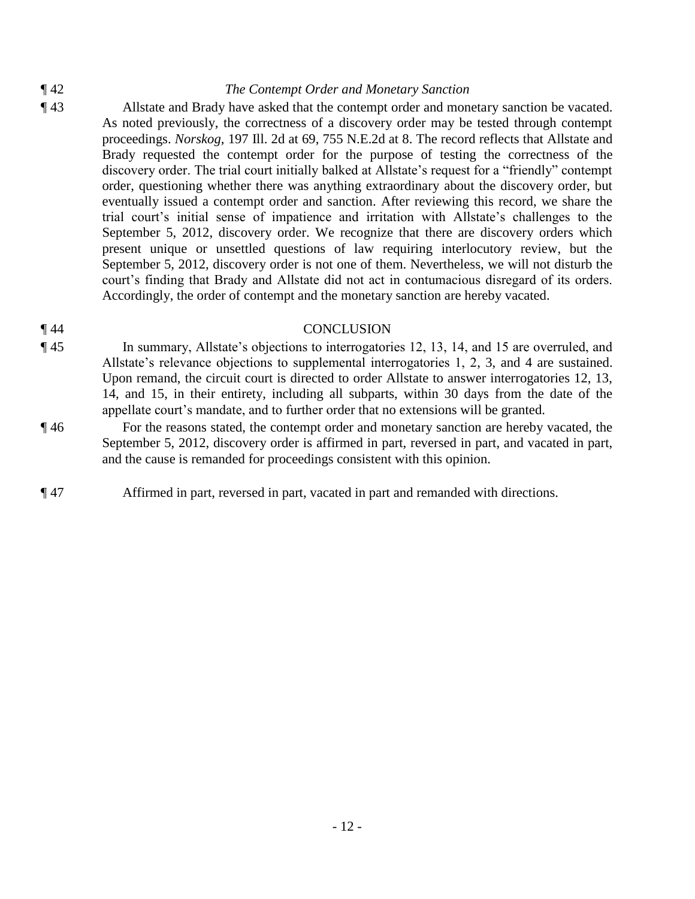¶ 42 *The Contempt Order and Monetary Sanction*

¶ 43 Allstate and Brady have asked that the contempt order and monetary sanction be vacated. As noted previously, the correctness of a discovery order may be tested through contempt proceedings. *Norskog*, 197 Ill. 2d at 69, 755 N.E.2d at 8. The record reflects that Allstate and Brady requested the contempt order for the purpose of testing the correctness of the discovery order. The trial court initially balked at Allstate's request for a "friendly" contempt order, questioning whether there was anything extraordinary about the discovery order, but eventually issued a contempt order and sanction. After reviewing this record, we share the trial court's initial sense of impatience and irritation with Allstate's challenges to the September 5, 2012, discovery order. We recognize that there are discovery orders which present unique or unsettled questions of law requiring interlocutory review, but the September 5, 2012, discovery order is not one of them. Nevertheless, we will not disturb the court's finding that Brady and Allstate did not act in contumacious disregard of its orders. Accordingly, the order of contempt and the monetary sanction are hereby vacated.

¶ 44 CONCLUSION

¶ 45 In summary, Allstate's objections to interrogatories 12, 13, 14, and 15 are overruled, and Allstate's relevance objections to supplemental interrogatories 1, 2, 3, and 4 are sustained. Upon remand, the circuit court is directed to order Allstate to answer interrogatories 12, 13, 14, and 15, in their entirety, including all subparts, within 30 days from the date of the appellate court's mandate, and to further order that no extensions will be granted.

¶ 46 For the reasons stated, the contempt order and monetary sanction are hereby vacated, the September 5, 2012, discovery order is affirmed in part, reversed in part, and vacated in part, and the cause is remanded for proceedings consistent with this opinion.

¶ 47 Affirmed in part, reversed in part, vacated in part and remanded with directions.